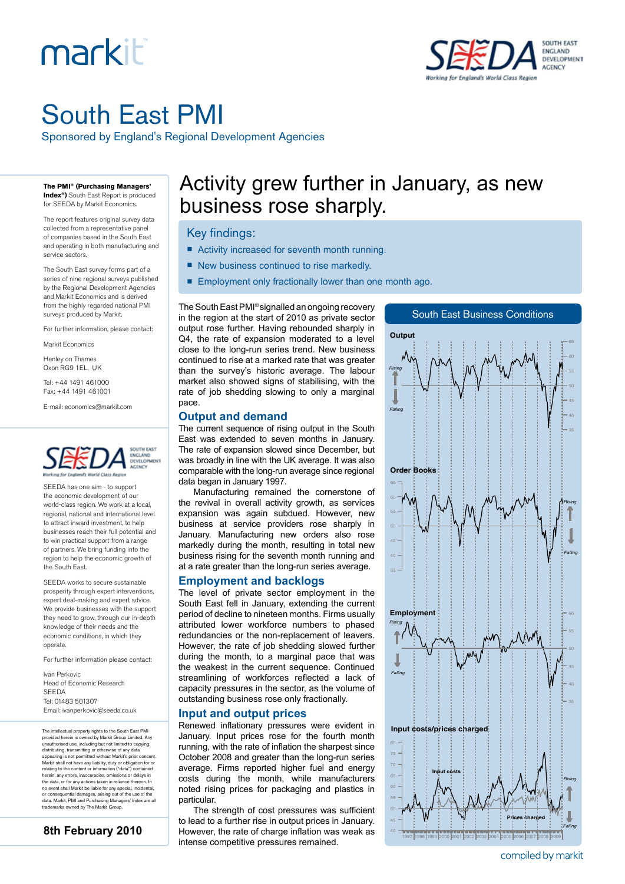# South East PMI

Sponsored by England's Regional Development Agencies

**The PMI® (Purchasing Managers' Index®)** South East Report is produced for SEEDA by Markit Economics.

The report features original survey data collected from a representative panel of companies based in the South East and operating in both manufacturing and service sectors.

The South East survey forms part of a series of nine regional surveys published by the Regional Development Agencies and Markit Economics and is derived from the highly regarded national PMI surveys produced by Markit.

For further information, please contact:

Markit Economics

Henley on Thames
Oxon RG9 1EL, UK

Tel: +44 1491 461000
Fax: +44 1491 461001

E-mail: economics@markit.com

SEEDA has one aim - to support the economic development of our world-class region. We work at a local, national and international level to attract inward investment, to help businesses reach their full potential and to win practical support from a range of partners. We bring funding into the region to help the economic growth of the South East.

SEEDA works to secure sustainable prosperity through expert interventions, expert deal-making and expert advice. We provide businesses with the support they need to grow, through our in-depth knowledge of their needs and the economic conditions, in which they operate.

For further information please contact:

Ivan Perkovic
Head of Economic Research
SEEDA
Tel: 01483 501307
Email: ivanperkovic@seeda.co.uk

The intellectual property rights to the South East PMI provided herein is owned by Markit Group Limited. Any unauthorised use, including but not limited to copying, distributing, transmitting or otherwise of any data appearing is not permitted without Markit's prior consent. Markit shall not have any liability, duty or obligation for or relating to the content or information ("data") contained herein, any errors, inaccuracies, omissions or delays in the data, or for any actions taken in reliance thereon. In no event shall Markit be liable for any special, incidental, or consequential damages, arising out of the use of the data. Markit, PMI and Purchasing Managers' Index are all trademarks owned by The Markit Group.

**8th February 2010**

## Activity grew further in January, as new business rose sharply.

### Key findings:

- Activity increased for seventh month running.
- New business continued to rise markedly.
- Employment only fractionally lower than one month ago.

The South East PMI® signalled an ongoing recovery in the region at the start of 2010 as private sector output rose further. Having rebounded sharply in Q4, the rate of expansion moderated to a level close to the long-run series trend. New business continued to rise at a marked rate that was greater than the survey's historic average. The labour market also showed signs of stabilising, with the rate of job shedding slowing to only a marginal pace.

### Output and demand

The current sequence of rising output in the South East was extended to seven months in January. The rate of expansion slowed since December, but was broadly in line with the UK average. It was also comparable with the long-run average since regional data began in January 1997.

Manufacturing remained the cornerstone of the revival in overall activity growth, as services expansion was again subdued. However, new business at service providers rose sharply in January. Manufacturing new orders also rose markedly during the month, resulting in total new business rising for the seventh month running and at a rate greater than the long-run series average.

### Employment and backlogs

The level of private sector employment in the South East fell in January, extending the current period of decline to nineteen months. Firms usually attributed lower workforce numbers to phased redundancies or the non-replacement of leavers. However, the rate of job shedding slowed further during the month, to a marginal pace that was the weakest in the current sequence. Continued streamlining of workforces reflected a lack of capacity pressures in the sector, as the volume of outstanding business rose only fractionally.

### Input and output prices

Renewed inflationary pressures were evident in January. Input prices rose for the fourth month running, with the rate of inflation the sharpest since October 2008 and greater than the long-run series average. Firms reported higher fuel and energy costs during the month, while manufacturers noted rising prices for packaging and plastics in particular.

The strength of cost pressures was sufficient to lead to a further rise in output prices in January. However, the rate of charge inflation was weak as intense competitive pressures remained.

**South East Business Conditions**

Output

Order Books

Employment

Input costs/prices charged

compiled by markit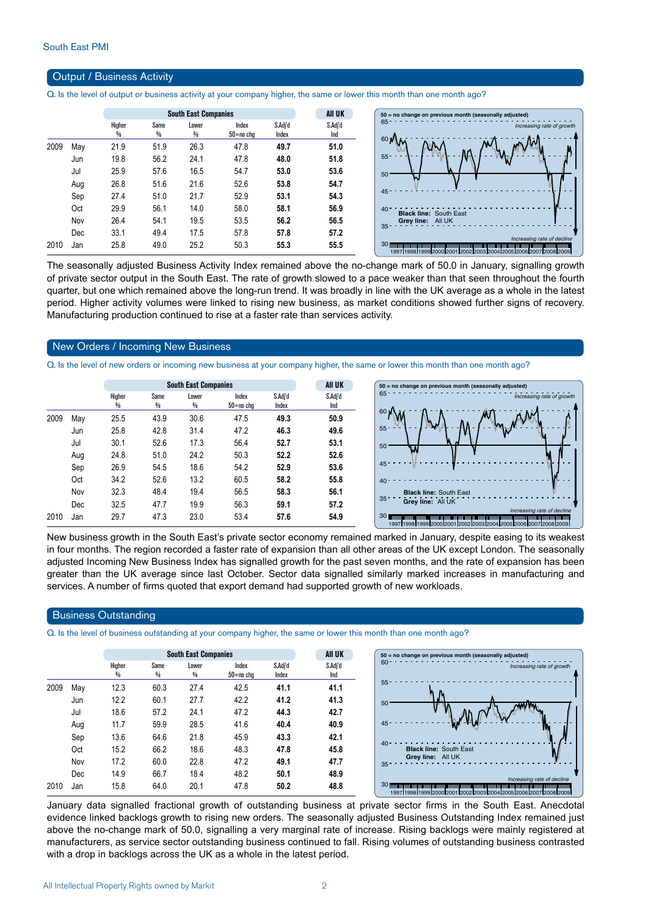South East PMI

## Output / Business Activity

Q. Is the level of output or business activity at your company higher, the same or lower this month than one month ago?

| | | South East Companies | | | | | All UK |
|---|---|---|---|---|---|---|---|
| | | Higher % | Same % | Lower % | Index 50=no chg | S.Adj'd Index | S.Adj'd Ind |
| 2009 | May | 21.9 | 51.9 | 26.3 | 47.8 | **49.7** | **51.0** |
| | Jun | 19.8 | 56.2 | 24.1 | 47.8 | **48.0** | **51.8** |
| | Jul | 25.9 | 57.6 | 16.5 | 54.7 | **53.0** | **53.6** |
| | Aug | 26.8 | 51.6 | 21.6 | 52.6 | **53.8** | **54.7** |
| | Sep | 27.4 | 51.0 | 21.7 | 52.9 | **53.1** | **54.3** |
| | Oct | 29.9 | 56.1 | 14.0 | 58.0 | **58.1** | **56.9** |
| | Nov | 26.4 | 54.1 | 19.5 | 53.5 | **56.2** | **56.5** |
| | Dec | 33.1 | 49.4 | 17.5 | 57.8 | **57.8** | **57.2** |
| 2010 | Jan | 25.8 | 49.0 | 25.2 | 50.3 | **55.3** | **55.5** |

50 = no change on previous month (seasonally adjusted)
Increasing rate of growth
Black line: South East
Grey line: All UK
Increasing rate of decline
65 60 55 50 45 40 35 30
1997 1998 1999 2000 2001 2002 2003 2004 2005 2006 2007 2008 2009

The seasonally adjusted Business Activity Index remained above the no-change mark of 50.0 in January, signalling growth of private sector output in the South East. The rate of growth slowed to a pace weaker than that seen throughout the fourth quarter, but one which remained above the long-run trend. It was broadly in line with the UK average as a whole in the latest period. Higher activity volumes were linked to rising new business, as market conditions showed further signs of recovery. Manufacturing production continued to rise at a faster rate than services activity.

## New Orders / Incoming New Business

Q. Is the level of new orders or incoming new business at your company higher, the same or lower this month than one month ago?

| | | South East Companies | | | | | All UK |
|---|---|---|---|---|---|---|---|
| | | Higher % | Same % | Lower % | Index 50=no chg | S.Adj'd Index | S.Adj'd Ind |
| 2009 | May | 25.5 | 43.9 | 30.6 | 47.5 | **49.3** | **50.9** |
| | Jun | 25.8 | 42.8 | 31.4 | 47.2 | **46.3** | **49.6** |
| | Jul | 30.1 | 52.6 | 17.3 | 56.4 | **52.7** | **53.1** |
| | Aug | 24.8 | 51.0 | 24.2 | 50.3 | **52.2** | **52.6** |
| | Sep | 26.9 | 54.5 | 18.6 | 54.2 | **52.9** | **53.6** |
| | Oct | 34.2 | 52.6 | 13.2 | 60.5 | **58.2** | **55.8** |
| | Nov | 32.3 | 48.4 | 19.4 | 56.5 | **58.3** | **56.1** |
| | Dec | 32.5 | 47.7 | 19.9 | 56.3 | **59.1** | **57.2** |
| 2010 | Jan | 29.7 | 47.3 | 23.0 | 53.4 | **57.6** | **54.9** |

50 = no change on previous month (seasonally adjusted)
Increasing rate of growth
Black line: South East
Grey line: All UK
Increasing rate of decline
65 60 55 50 45 40 35 30
1997 1998 1999 2000 2001 2002 2003 2004 2005 2006 2007 2008 2009

New business growth in the South East's private sector economy remained marked in January, despite easing to its weakest in four months. The region recorded a faster rate of expansion than all other areas of the UK except London. The seasonally adjusted Incoming New Business Index has signalled growth for the past seven months, and the rate of expansion has been greater than the UK average since last October. Sector data signalled similarly marked increases in manufacturing and services. A number of firms quoted that export demand had supported growth of new workloads.

## Business Outstanding

Q. Is the level of business outstanding at your company higher, the same or lower this month than one month ago?

| | | South East Companies | | | | | All UK |
|---|---|---|---|---|---|---|---|
| | | Higher % | Same % | Lower % | Index 50=no chg | S.Adj'd Index | S.Adj'd Ind |
| 2009 | May | 12.3 | 60.3 | 27.4 | 42.5 | **41.1** | **41.1** |
| | Jun | 12.2 | 60.1 | 27.7 | 42.2 | **41.2** | **41.3** |
| | Jul | 18.6 | 57.2 | 24.1 | 47.2 | **44.3** | **42.7** |
| | Aug | 11.7 | 59.9 | 28.5 | 41.6 | **40.4** | **40.9** |
| | Sep | 13.6 | 64.6 | 21.8 | 45.9 | **43.3** | **42.1** |
| | Oct | 15.2 | 66.2 | 18.6 | 48.3 | **47.8** | **45.8** |
| | Nov | 17.2 | 60.0 | 22.8 | 47.2 | **49.1** | **47.7** |
| | Dec | 14.9 | 66.7 | 18.4 | 48.2 | **50.1** | **48.9** |
| 2010 | Jan | 15.8 | 64.0 | 20.1 | 47.8 | **50.2** | **48.8** |

50 = no change on previous month (seasonally adjusted)
Increasing rate of growth
Black line: South East
Grey line: All UK
Increasing rate of decline
60 55 50 45 40 35 30
1997 1998 1999 2000 2001 2002 2003 2004 2005 2006 2007 2008 2009

January data signalled fractional growth of outstanding business at private sector firms in the South East. Anecdotal evidence linked backlogs growth to rising new orders. The seasonally adjusted Business Outstanding Index remained just above the no-change mark of 50.0, signalling a very marginal rate of increase. Rising backlogs were mainly registered at manufacturers, as service sector outstanding business continued to fall. Rising volumes of outstanding business contrasted with a drop in backlogs across the UK as a whole in the latest period.

All Intellectual Property Rights owned by Markit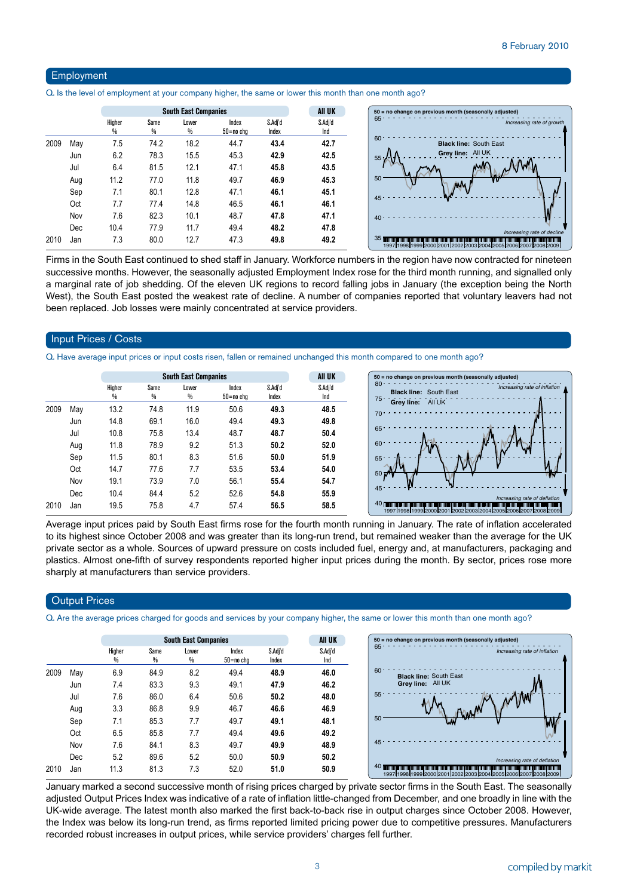8 February 2010

## Employment

Q. Is the level of employment at your company higher, the same or lower this month than one month ago?

| | | South East Companies | | | | | All UK |
|---|---|---|---|---|---|---|---|
| | | Higher % | Same % | Lower % | Index 50=no chg | S.Adj'd Index | S.Adj'd Ind |
| 2009 | May | 7.5 | 74.2 | 18.2 | 44.7 | **43.4** | **42.7** |
| | Jun | 6.2 | 78.3 | 15.5 | 45.3 | **42.9** | **42.5** |
| | Jul | 6.4 | 81.5 | 12.1 | 47.1 | **45.8** | **43.5** |
| | Aug | 11.2 | 77.0 | 11.8 | 49.7 | **46.9** | **45.3** |
| | Sep | 7.1 | 80.1 | 12.8 | 47.1 | **46.1** | **45.1** |
| | Oct | 7.7 | 77.4 | 14.8 | 46.5 | **46.1** | **46.1** |
| | Nov | 7.6 | 82.3 | 10.1 | 48.7 | **47.8** | **47.1** |
| | Dec | 10.4 | 77.9 | 11.7 | 49.4 | **48.2** | **47.8** |
| 2010 | Jan | 7.3 | 80.0 | 12.7 | 47.3 | **49.8** | **49.2** |

50 = no change on previous month (seasonally adjusted)
Increasing rate of growth
Black line: South East
Grey line: All UK
Increasing rate of decline
65 60 55 50 45 40 35
1997 1998 1999 2000 2001 2002 2003 2004 2005 2006 2007 2008 2009

Firms in the South East continued to shed staff in January. Workforce numbers in the region have now contracted for nineteen successive months. However, the seasonally adjusted Employment Index rose for the third month running, and signalled only a marginal rate of job shedding. Of the eleven UK regions to record falling jobs in January (the exception being the North West), the South East posted the weakest rate of decline. A number of companies reported that voluntary leavers had not been replaced. Job losses were mainly concentrated at service providers.

## Input Prices / Costs

Q. Have average input prices or input costs risen, fallen or remained unchanged this month compared to one month ago?

| | | South East Companies | | | | | All UK |
|---|---|---|---|---|---|---|---|
| | | Higher % | Same % | Lower % | Index 50=no chg | S.Adj'd Index | S.Adj'd Ind |
| 2009 | May | 13.2 | 74.8 | 11.9 | 50.6 | **49.3** | **48.5** |
| | Jun | 14.8 | 69.1 | 16.0 | 49.4 | **49.3** | **49.8** |
| | Jul | 10.8 | 75.8 | 13.4 | 48.7 | **48.7** | **50.4** |
| | Aug | 11.8 | 78.9 | 9.2 | 51.3 | **50.2** | **52.0** |
| | Sep | 11.5 | 80.1 | 8.3 | 51.6 | **50.0** | **51.9** |
| | Oct | 14.7 | 77.6 | 7.7 | 53.5 | **53.4** | **54.0** |
| | Nov | 19.1 | 73.9 | 7.0 | 56.1 | **55.4** | **54.7** |
| | Dec | 10.4 | 84.4 | 5.2 | 52.6 | **54.8** | **55.9** |
| 2010 | Jan | 19.5 | 75.8 | 4.7 | 57.4 | **56.5** | **58.5** |

50 = no change on previous month (seasonally adjusted)
Increasing rate of inflation
Black line: South East
Grey line: All UK
Increasing rate of deflation
80 75 70 65 60 55 50 45 40
1997 1998 1999 2000 2001 2002 2003 2004 2005 2006 2007 2008 2009

Average input prices paid by South East firms rose for the fourth month running in January. The rate of inflation accelerated to its highest since October 2008 and was greater than its long-run trend, but remained weaker than the average for the UK private sector as a whole. Sources of upward pressure on costs included fuel, energy and, at manufacturers, packaging and plastics. Almost one-fifth of survey respondents reported higher input prices during the month. By sector, prices rose more sharply at manufacturers than service providers.

## Output Prices

Q. Are the average prices charged for goods and services by your company higher, the same or lower this month than one month ago?

| | | South East Companies | | | | | All UK |
|---|---|---|---|---|---|---|---|
| | | Higher % | Same % | Lower % | Index 50=no chg | S.Adj'd Index | S.Adj'd Ind |
| 2009 | May | 6.9 | 84.9 | 8.2 | 49.4 | **48.9** | **46.0** |
| | Jun | 7.4 | 83.3 | 9.3 | 49.1 | **47.9** | **46.2** |
| | Jul | 7.6 | 86.0 | 6.4 | 50.6 | **50.2** | **48.0** |
| | Aug | 3.3 | 86.8 | 9.9 | 46.7 | **46.6** | **46.9** |
| | Sep | 7.1 | 85.3 | 7.7 | 49.7 | **49.1** | **48.1** |
| | Oct | 6.5 | 85.8 | 7.7 | 49.4 | **49.6** | **49.2** |
| | Nov | 7.6 | 84.1 | 8.3 | 49.7 | **49.9** | **48.9** |
| | Dec | 5.2 | 89.6 | 5.2 | 50.0 | **50.9** | **50.2** |
| 2010 | Jan | 11.3 | 81.3 | 7.3 | 52.0 | **51.0** | **50.9** |

50 = no change on previous month (seasonally adjusted)
Increasing rate of inflation
Black line: South East
Grey line: All UK
Increasing rate of deflation
65 60 55 50 45 40
1997 1998 1999 2000 2001 2002 2003 2004 2005 2006 2007 2008 2009

January marked a second successive month of rising prices charged by private sector firms in the South East. The seasonally adjusted Output Prices Index was indicative of a rate of inflation little-changed from December, and one broadly in line with the UK-wide average. The latest month also marked the first back-to-back rise in output charges since October 2008. However, the Index was below its long-run trend, as firms reported limited pricing power due to competitive pressures. Manufacturers recorded robust increases in output prices, while service providers' charges fell further.

compiled by markit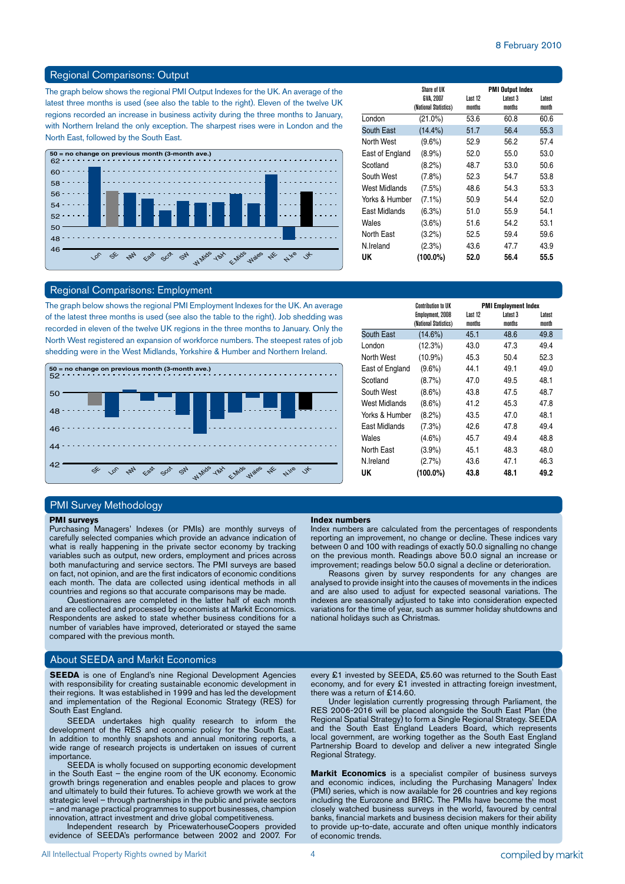8 February 2010

## Regional Comparisons: Output

The graph below shows the regional PMI Output Indexes for the UK. An average of the latest three months is used (see also the table to the right). Eleven of the twelve UK regions recorded an increase in business activity during the three months to January, with Northern Ireland the only exception. The sharpest rises were in London and the North East, followed by the South East.

50 = no change on previous month (3-month ave.)

62
60
58
56
54
52
50
48
46

Lon SE NW East Scot SW W.Mids Y&H E.Mids Wales NE N.Ire UK

| | Share of UK GVA, 2007 (National Statistics) | PMI Output Index Last 12 months | Latest 3 months | Latest month |
|---|---|---|---|---|
| London | (21.0%) | 53.6 | 60.8 | 60.6 |
| South East | (14.4%) | 51.7 | 56.4 | 55.3 |
| North West | (9.6%) | 52.9 | 56.2 | 57.4 |
| East of England | (8.9%) | 52.0 | 55.0 | 53.0 |
| Scotland | (8.2%) | 48.7 | 53.0 | 50.6 |
| South West | (7.8%) | 52.3 | 54.7 | 53.8 |
| West Midlands | (7.5%) | 48.6 | 54.3 | 53.3 |
| Yorks & Humber | (7.1%) | 50.9 | 54.4 | 52.0 |
| East Midlands | (6.3%) | 51.0 | 55.9 | 54.1 |
| Wales | (3.6%) | 51.6 | 54.2 | 53.1 |
| North East | (3.2%) | 52.5 | 59.4 | 59.6 |
| N.Ireland | (2.3%) | 43.6 | 47.7 | 43.9 |
| **UK** | **(100.0%)** | **52.0** | **56.4** | **55.5** |

## Regional Comparisons: Employment

The graph below shows the regional PMI Employment Indexes for the UK. An average of the latest three months is used (see also the table to the right). Job shedding was recorded in eleven of the twelve UK regions in the three months to January. Only the North West registered an expansion of workforce numbers. The steepest rates of job shedding were in the West Midlands, Yorkshire & Humber and Northern Ireland.

50 = no change on previous month (3-month ave.)

52
50
48
46
44
42

SE Lon NW East Scot SW W.Mids Y&H E.Mids Wales NE N.Ire UK

| | Contribution to UK Employment, 2008 (National Statistics) | PMI Employment Index Last 12 months | Latest 3 months | Latest month |
|---|---|---|---|---|
| South East | (14.6%) | 45.1 | 48.6 | 49.8 |
| London | (12.3%) | 43.0 | 47.3 | 49.4 |
| North West | (10.9%) | 45.3 | 50.4 | 52.3 |
| East of England | (9.6%) | 44.1 | 49.1 | 49.0 |
| Scotland | (8.7%) | 47.0 | 49.5 | 48.1 |
| South West | (8.6%) | 43.8 | 47.5 | 48.7 |
| West Midlands | (8.6%) | 41.2 | 45.3 | 47.8 |
| Yorks & Humber | (8.2%) | 43.5 | 47.0 | 48.1 |
| East Midlands | (7.3%) | 42.6 | 47.8 | 49.4 |
| Wales | (4.6%) | 45.7 | 49.4 | 48.8 |
| North East | (3.9%) | 45.1 | 48.3 | 48.0 |
| N.Ireland | (2.7%) | 43.6 | 47.1 | 46.3 |
| **UK** | **(100.0%)** | **43.8** | **48.1** | **49.2** |

## PMI Survey Methodology

**PMI surveys**

Purchasing Managers' Indexes (or PMIs) are monthly surveys of carefully selected companies which provide an advance indication of what is really happening in the private sector economy by tracking variables such as output, new orders, employment and prices across both manufacturing and service sectors. The PMI surveys are based on fact, not opinion, and are the first indicators of economic conditions each month. The data are collected using identical methods in all countries and regions so that accurate comparisons may be made.

Questionnaires are completed in the latter half of each month and are collected and processed by economists at Markit Economics. Respondents are asked to state whether business conditions for a number of variables have improved, deteriorated or stayed the same compared with the previous month.

**Index numbers**

Index numbers are calculated from the percentages of respondents reporting an improvement, no change or decline. These indices vary between 0 and 100 with readings of exactly 50.0 signalling no change on the previous month. Readings above 50.0 signal an increase or improvement; readings below 50.0 signal a decline or deterioration.

Reasons given by survey respondents for any changes are analysed to provide insight into the causes of movements in the indices and are also used to adjust for expected seasonal variations. The indexes are seasonally adjusted to take into consideration expected variations for the time of year, such as summer holiday shutdowns and national holidays such as Christmas.

## About SEEDA and Markit Economics

**SEEDA** is one of England's nine Regional Development Agencies with responsibility for creating sustainable economic development in their regions. It was established in 1999 and has led the development and implementation of the Regional Economic Strategy (RES) for South East England.

SEEDA undertakes high quality research to inform the development of the RES and economic policy for the South East. In addition to monthly snapshots and annual monitoring reports, a wide range of research projects is undertaken on issues of current importance.

SEEDA is wholly focused on supporting economic development in the South East – the engine room of the UK economy. Economic growth brings regeneration and enables people and places to grow and ultimately to build their futures. To achieve growth we work at the strategic level – through partnerships in the public and private sectors – and manage practical programmes to support businesses, champion innovation, attract investment and drive global competitiveness.

Independent research by PricewaterhouseCoopers provided evidence of SEEDA's performance between 2002 and 2007. For every £1 invested by SEEDA, £5.60 was returned to the South East economy, and for every £1 invested in attracting foreign investment, there was a return of £14.60.

Under legislation currently progressing through Parliament, the RES 2006-2016 will be placed alongside the South East Plan (the Regional Spatial Strategy) to form a Single Regional Strategy. SEEDA and the South East England Leaders Board, which represents local government, are working together as the South East England Partnership Board to develop and deliver a new integrated Single Regional Strategy.

**Markit Economics** is a specialist compiler of business surveys and economic indices, including the Purchasing Managers' Index (PMI) series, which is now available for 26 countries and key regions including the Eurozone and BRIC. The PMIs have become the most closely watched business surveys in the world, favoured by central banks, financial markets and business decision makers for their ability to provide up-to-date, accurate and often unique monthly indicators of economic trends.

All Intellectual Property Rights owned by Markit

compiled by markit